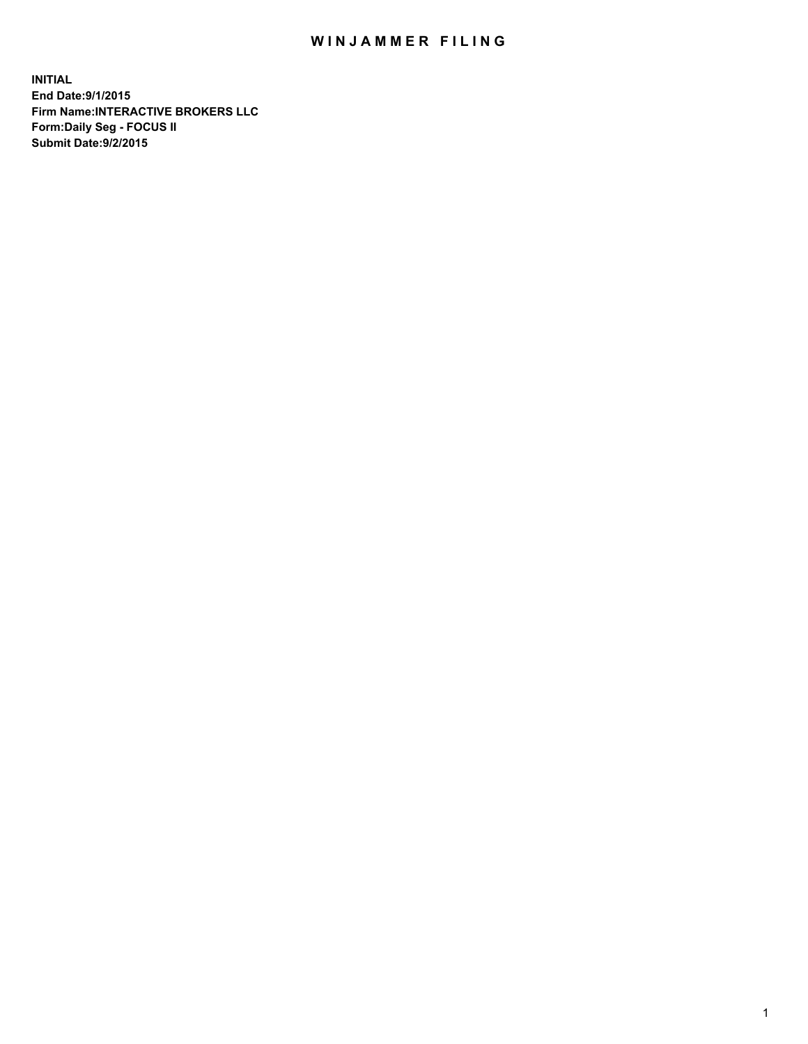# WINJAMMER FILING

**INITIAL**
**End Date:9/1/2015**
**Firm Name:INTERACTIVE BROKERS LLC**
**Form:Daily Seg - FOCUS II**
**Submit Date:9/2/2015**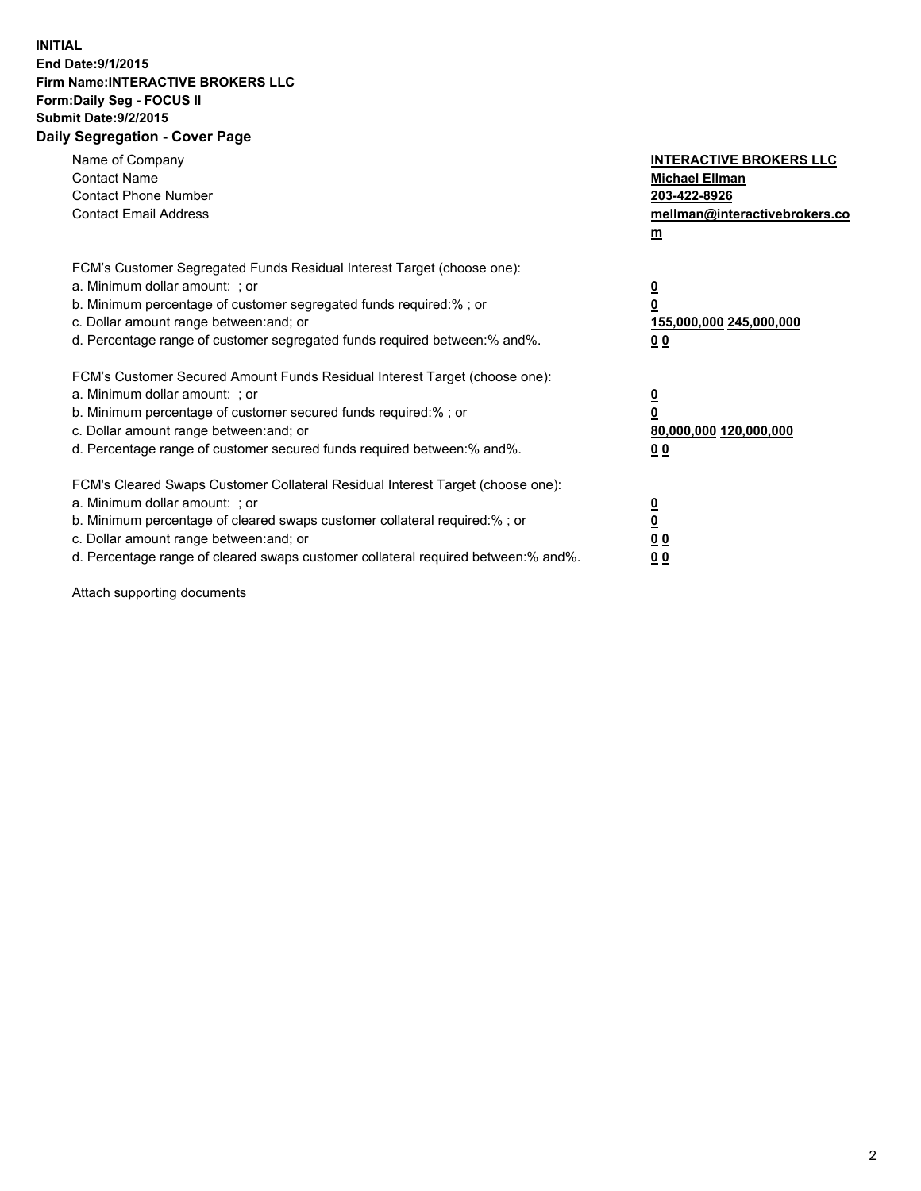**INITIAL**
**End Date:9/1/2015**
**Firm Name:INTERACTIVE BROKERS LLC**
**Form:Daily Seg - FOCUS II**
**Submit Date:9/2/2015**

## Daily Segregation - Cover Page

| | |
|---|---|
| Name of Company | **INTERACTIVE BROKERS LLC** |
| Contact Name | **Michael Ellman** |
| Contact Phone Number | **203-422-8926** |
| Contact Email Address | **mellman@interactivebrokers.com** |

FCM's Customer Segregated Funds Residual Interest Target (choose one):

| | |
|---|---|
| a. Minimum dollar amount: ; or | **0** |
| b. Minimum percentage of customer segregated funds required:% ; or | **0** |
| c. Dollar amount range between:and; or | **155,000,000 245,000,000** |
| d. Percentage range of customer segregated funds required between:% and%. | **0 0** |

FCM's Customer Secured Amount Funds Residual Interest Target (choose one):

| | |
|---|---|
| a. Minimum dollar amount: ; or | **0** |
| b. Minimum percentage of customer secured funds required:% ; or | **0** |
| c. Dollar amount range between:and; or | **80,000,000 120,000,000** |
| d. Percentage range of customer secured funds required between:% and%. | **0 0** |

FCM's Cleared Swaps Customer Collateral Residual Interest Target (choose one):

| | |
|---|---|
| a. Minimum dollar amount: ; or | **0** |
| b. Minimum percentage of cleared swaps customer collateral required:% ; or | **0** |
| c. Dollar amount range between:and; or | **0 0** |
| d. Percentage range of cleared swaps customer collateral required between:% and%. | **0 0** |

Attach supporting documents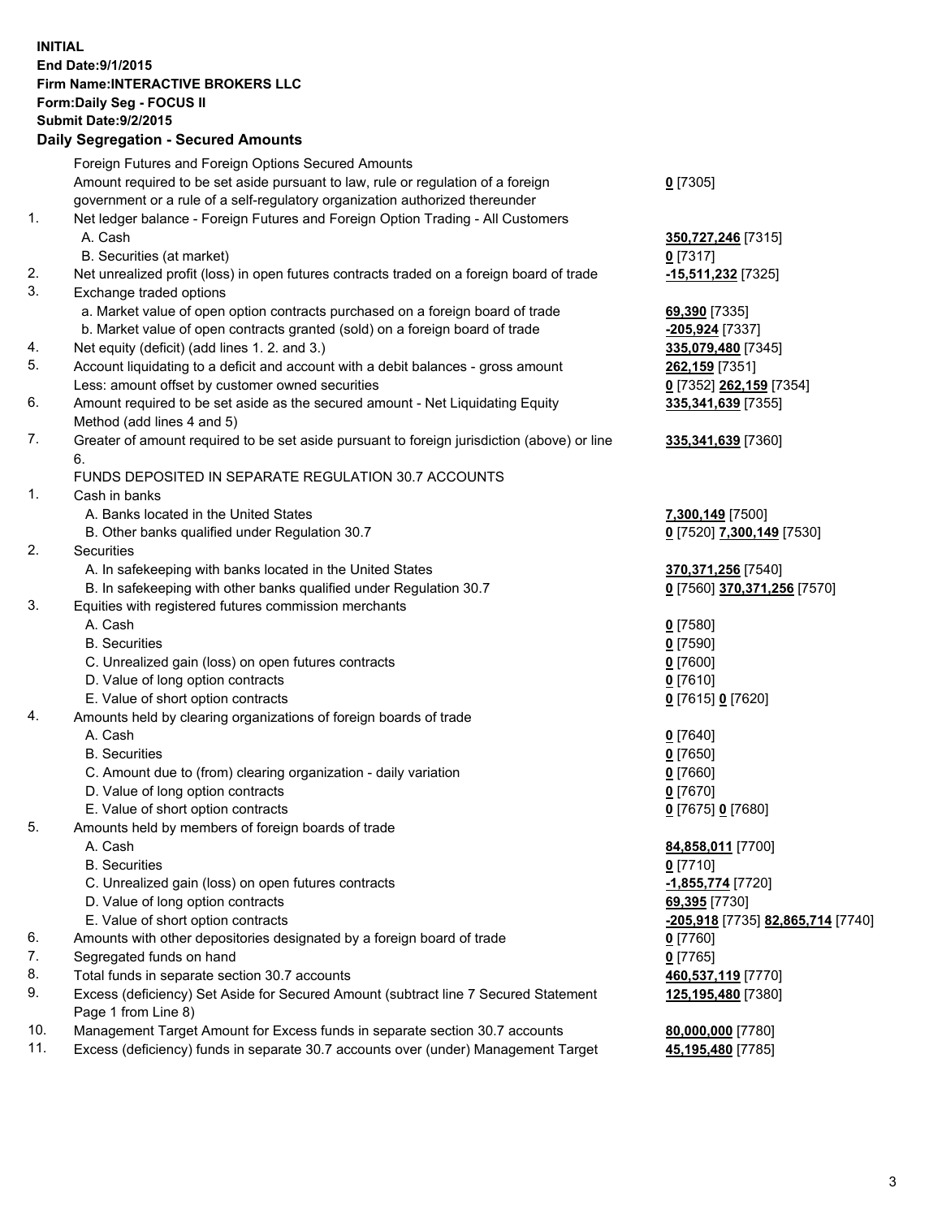**INITIAL**
**End Date:9/1/2015**
**Firm Name:INTERACTIVE BROKERS LLC**
**Form:Daily Seg - FOCUS II**
**Submit Date:9/2/2015**

## Daily Segregation - Secured Amounts

| | | |
|---|---|---|
| | Foreign Futures and Foreign Options Secured Amounts | |
| | Amount required to be set aside pursuant to law, rule or regulation of a foreign government or a rule of a self-regulatory organization authorized thereunder | **0** [7305] |
| 1. | Net ledger balance - Foreign Futures and Foreign Option Trading - All Customers | |
| | A. Cash | **350,727,246** [7315] |
| | B. Securities (at market) | **0** [7317] |
| 2. | Net unrealized profit (loss) in open futures contracts traded on a foreign board of trade | **-15,511,232** [7325] |
| 3. | Exchange traded options | |
| | a. Market value of open option contracts purchased on a foreign board of trade | **69,390** [7335] |
| | b. Market value of open contracts granted (sold) on a foreign board of trade | **-205,924** [7337] |
| 4. | Net equity (deficit) (add lines 1. 2. and 3.) | **335,079,480** [7345] |
| 5. | Account liquidating to a deficit and account with a debit balances - gross amount | **262,159** [7351] |
| | Less: amount offset by customer owned securities | **0** [7352] **262,159** [7354] |
| 6. | Amount required to be set aside as the secured amount - Net Liquidating Equity Method (add lines 4 and 5) | **335,341,639** [7355] |
| 7. | Greater of amount required to be set aside pursuant to foreign jurisdiction (above) or line 6. | **335,341,639** [7360] |
| | FUNDS DEPOSITED IN SEPARATE REGULATION 30.7 ACCOUNTS | |
| 1. | Cash in banks | |
| | A. Banks located in the United States | **7,300,149** [7500] |
| | B. Other banks qualified under Regulation 30.7 | **0** [7520] **7,300,149** [7530] |
| 2. | Securities | |
| | A. In safekeeping with banks located in the United States | **370,371,256** [7540] |
| | B. In safekeeping with other banks qualified under Regulation 30.7 | **0** [7560] **370,371,256** [7570] |
| 3. | Equities with registered futures commission merchants | |
| | A. Cash | **0** [7580] |
| | B. Securities | **0** [7590] |
| | C. Unrealized gain (loss) on open futures contracts | **0** [7600] |
| | D. Value of long option contracts | **0** [7610] |
| | E. Value of short option contracts | **0** [7615] **0** [7620] |
| 4. | Amounts held by clearing organizations of foreign boards of trade | |
| | A. Cash | **0** [7640] |
| | B. Securities | **0** [7650] |
| | C. Amount due to (from) clearing organization - daily variation | **0** [7660] |
| | D. Value of long option contracts | **0** [7670] |
| | E. Value of short option contracts | **0** [7675] **0** [7680] |
| 5. | Amounts held by members of foreign boards of trade | |
| | A. Cash | **84,858,011** [7700] |
| | B. Securities | **0** [7710] |
| | C. Unrealized gain (loss) on open futures contracts | **-1,855,774** [7720] |
| | D. Value of long option contracts | **69,395** [7730] |
| | E. Value of short option contracts | **-205,918** [7735] **82,865,714** [7740] |
| 6. | Amounts with other depositories designated by a foreign board of trade | **0** [7760] |
| 7. | Segregated funds on hand | **0** [7765] |
| 8. | Total funds in separate section 30.7 accounts | **460,537,119** [7770] |
| 9. | Excess (deficiency) Set Aside for Secured Amount (subtract line 7 Secured Statement Page 1 from Line 8) | **125,195,480** [7380] |
| 10. | Management Target Amount for Excess funds in separate section 30.7 accounts | **80,000,000** [7780] |
| 11. | Excess (deficiency) funds in separate 30.7 accounts over (under) Management Target | **45,195,480** [7785] |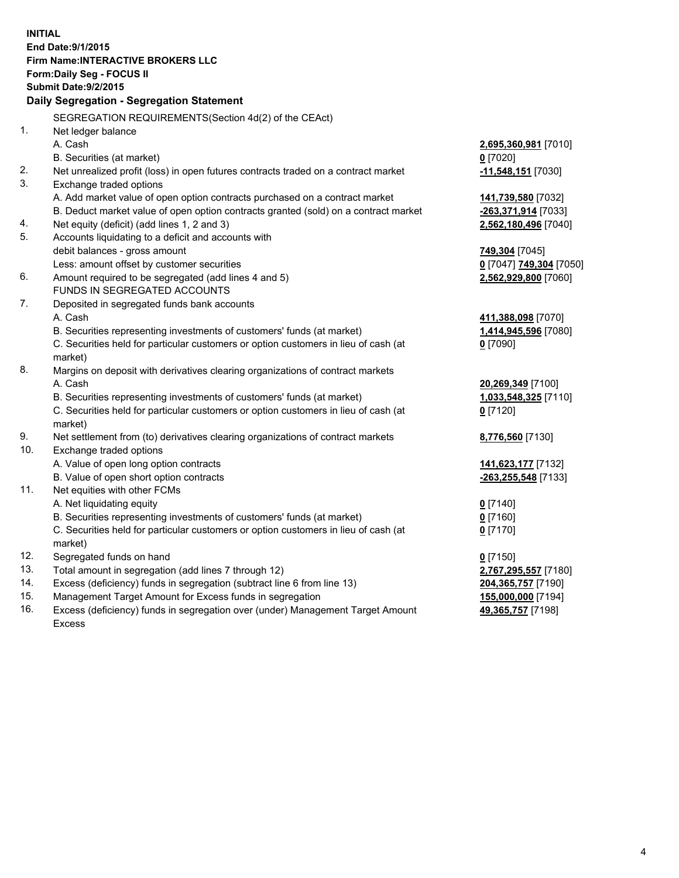**INITIAL**
**End Date:9/1/2015**
**Firm Name:INTERACTIVE BROKERS LLC**
**Form:Daily Seg - FOCUS II**
**Submit Date:9/2/2015**

**Daily Segregation - Segregation Statement**

SEGREGATION REQUIREMENTS(Section 4d(2) of the CEAct)

| | | |
|---|---|---|
| 1. | Net ledger balance | |
| | A. Cash | **2,695,360,981** [7010] |
| | B. Securities (at market) | **0** [7020] |
| 2. | Net unrealized profit (loss) in open futures contracts traded on a contract market | **-11,548,151** [7030] |
| 3. | Exchange traded options | |
| | A. Add market value of open option contracts purchased on a contract market | **141,739,580** [7032] |
| | B. Deduct market value of open option contracts granted (sold) on a contract market | **-263,371,914** [7033] |
| 4. | Net equity (deficit) (add lines 1, 2 and 3) | **2,562,180,496** [7040] |
| 5. | Accounts liquidating to a deficit and accounts with | |
| | debit balances - gross amount | **749,304** [7045] |
| | Less: amount offset by customer securities | **0** [7047] **749,304** [7050] |
| 6. | Amount required to be segregated (add lines 4 and 5) | **2,562,929,800** [7060] |
| | FUNDS IN SEGREGATED ACCOUNTS | |
| 7. | Deposited in segregated funds bank accounts | |
| | A. Cash | **411,388,098** [7070] |
| | B. Securities representing investments of customers' funds (at market) | **1,414,945,596** [7080] |
| | C. Securities held for particular customers or option customers in lieu of cash (at market) | **0** [7090] |
| 8. | Margins on deposit with derivatives clearing organizations of contract markets | |
| | A. Cash | **20,269,349** [7100] |
| | B. Securities representing investments of customers' funds (at market) | **1,033,548,325** [7110] |
| | C. Securities held for particular customers or option customers in lieu of cash (at market) | **0** [7120] |
| 9. | Net settlement from (to) derivatives clearing organizations of contract markets | **8,776,560** [7130] |
| 10. | Exchange traded options | |
| | A. Value of open long option contracts | **141,623,177** [7132] |
| | B. Value of open short option contracts | **-263,255,548** [7133] |
| 11. | Net equities with other FCMs | |
| | A. Net liquidating equity | **0** [7140] |
| | B. Securities representing investments of customers' funds (at market) | **0** [7160] |
| | C. Securities held for particular customers or option customers in lieu of cash (at market) | **0** [7170] |
| 12. | Segregated funds on hand | **0** [7150] |
| 13. | Total amount in segregation (add lines 7 through 12) | **2,767,295,557** [7180] |
| 14. | Excess (deficiency) funds in segregation (subtract line 6 from line 13) | **204,365,757** [7190] |
| 15. | Management Target Amount for Excess funds in segregation | **155,000,000** [7194] |
| 16. | Excess (deficiency) funds in segregation over (under) Management Target Amount Excess | **49,365,757** [7198] |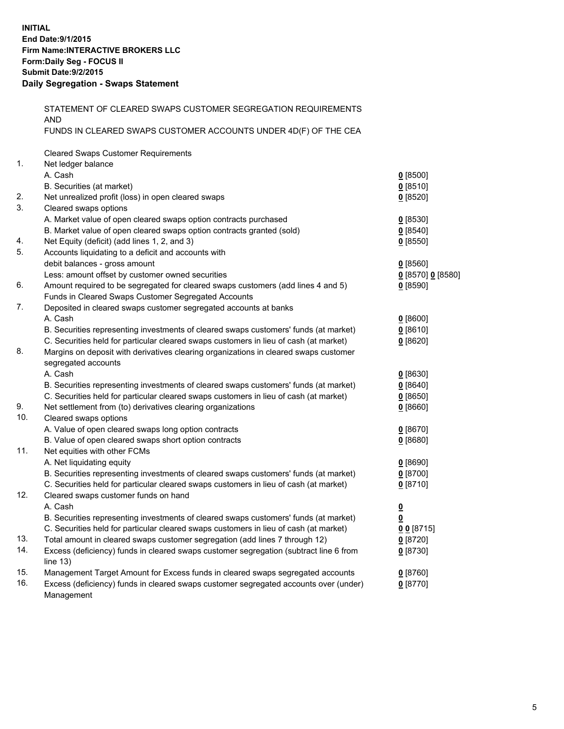**INITIAL**
**End Date:9/1/2015**
**Firm Name:INTERACTIVE BROKERS LLC**
**Form:Daily Seg - FOCUS II**
**Submit Date:9/2/2015**
**Daily Segregation - Swaps Statement**

STATEMENT OF CLEARED SWAPS CUSTOMER SEGREGATION REQUIREMENTS
AND
FUNDS IN CLEARED SWAPS CUSTOMER ACCOUNTS UNDER 4D(F) OF THE CEA

| | | |
|---|---|---|
| | Cleared Swaps Customer Requirements | |
| 1. | Net ledger balance | |
| | A. Cash | 0 [8500] |
| | B. Securities (at market) | 0 [8510] |
| 2. | Net unrealized profit (loss) in open cleared swaps | 0 [8520] |
| 3. | Cleared swaps options | |
| | A. Market value of open cleared swaps option contracts purchased | 0 [8530] |
| | B. Market value of open cleared swaps option contracts granted (sold) | 0 [8540] |
| 4. | Net Equity (deficit) (add lines 1, 2, and 3) | 0 [8550] |
| 5. | Accounts liquidating to a deficit and accounts with | |
| | debit balances - gross amount | 0 [8560] |
| | Less: amount offset by customer owned securities | 0 [8570] 0 [8580] |
| 6. | Amount required to be segregated for cleared swaps customers (add lines 4 and 5) | 0 [8590] |
| | Funds in Cleared Swaps Customer Segregated Accounts | |
| 7. | Deposited in cleared swaps customer segregated accounts at banks | |
| | A. Cash | 0 [8600] |
| | B. Securities representing investments of cleared swaps customers' funds (at market) | 0 [8610] |
| | C. Securities held for particular cleared swaps customers in lieu of cash (at market) | 0 [8620] |
| 8. | Margins on deposit with derivatives clearing organizations in cleared swaps customer segregated accounts | |
| | A. Cash | 0 [8630] |
| | B. Securities representing investments of cleared swaps customers' funds (at market) | 0 [8640] |
| | C. Securities held for particular cleared swaps customers in lieu of cash (at market) | 0 [8650] |
| 9. | Net settlement from (to) derivatives clearing organizations | 0 [8660] |
| 10. | Cleared swaps options | |
| | A. Value of open cleared swaps long option contracts | 0 [8670] |
| | B. Value of open cleared swaps short option contracts | 0 [8680] |
| 11. | Net equities with other FCMs | |
| | A. Net liquidating equity | 0 [8690] |
| | B. Securities representing investments of cleared swaps customers' funds (at market) | 0 [8700] |
| | C. Securities held for particular cleared swaps customers in lieu of cash (at market) | 0 [8710] |
| 12. | Cleared swaps customer funds on hand | |
| | A. Cash | 0 |
| | B. Securities representing investments of cleared swaps customers' funds (at market) | 0 |
| | C. Securities held for particular cleared swaps customers in lieu of cash (at market) | 0 0 [8715] |
| 13. | Total amount in cleared swaps customer segregation (add lines 7 through 12) | 0 [8720] |
| 14. | Excess (deficiency) funds in cleared swaps customer segregation (subtract line 6 from line 13) | 0 [8730] |
| 15. | Management Target Amount for Excess funds in cleared swaps segregated accounts | 0 [8760] |
| 16. | Excess (deficiency) funds in cleared swaps customer segregated accounts over (under) Management | 0 [8770] |